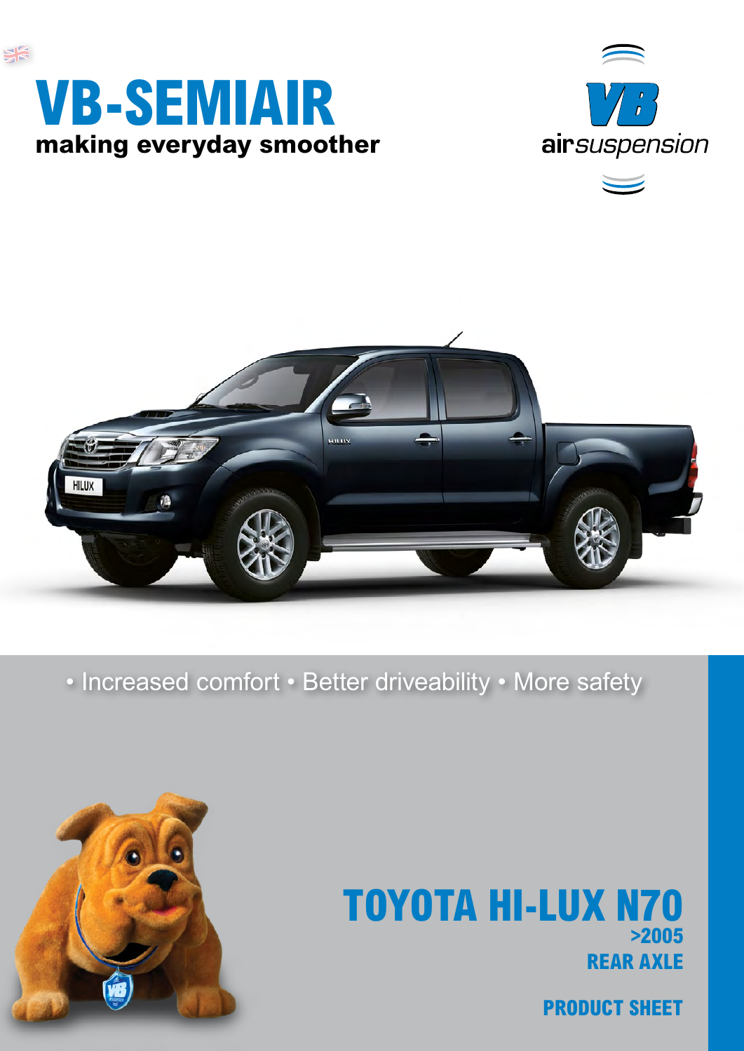# VB-SEMIAIR

**making everyday smoother**

VB airsuspension

• Increased comfort • Better driveability • More safety

## TOYOTA HI-LUX N70

**>2005**

**REAR AXLE**

**PRODUCT SHEET**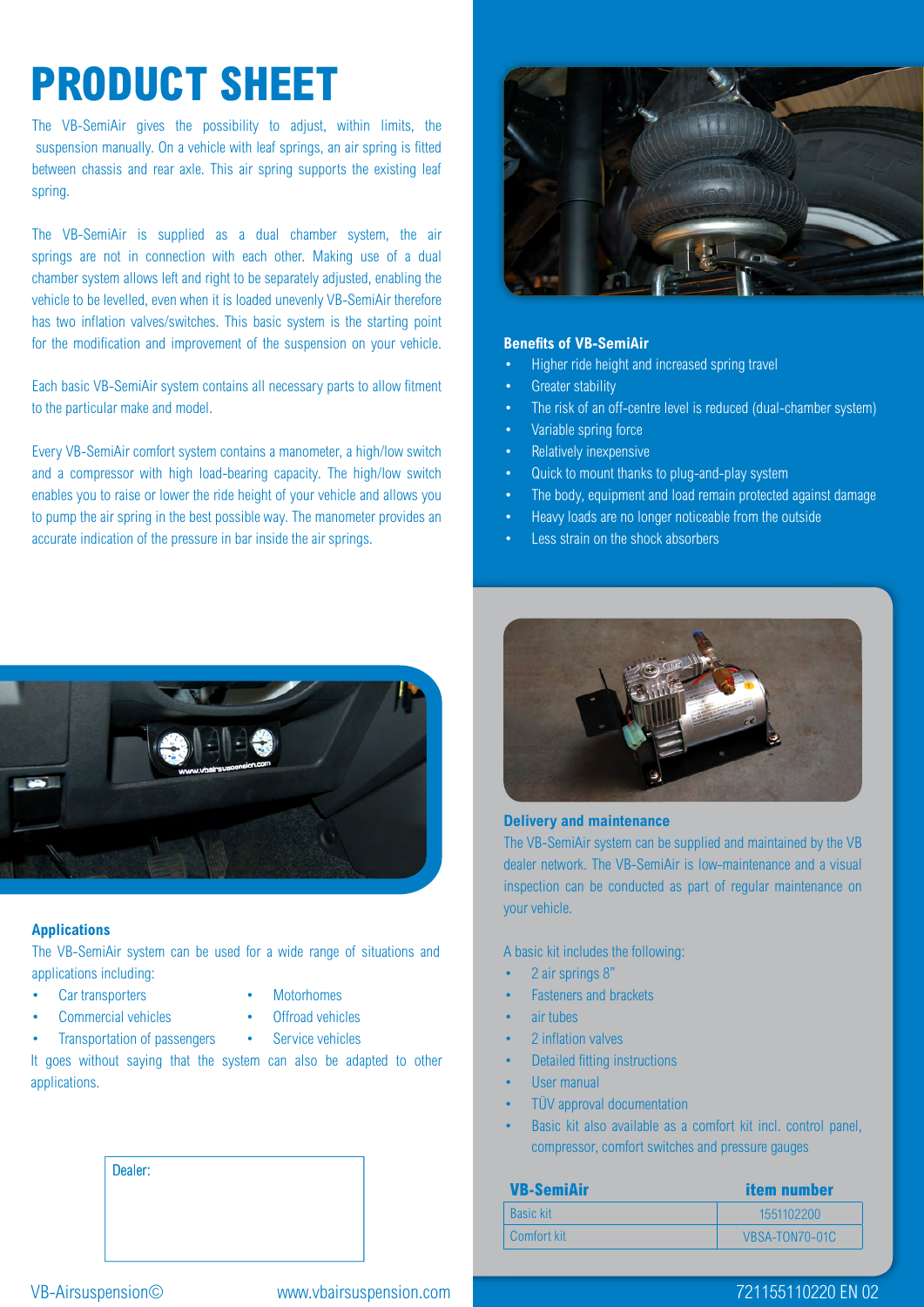# PRODUCT SHEET

The VB-SemiAir gives the possibility to adjust, within limits, the suspension manually. On a vehicle with leaf springs, an air spring is fitted between chassis and rear axle. This air spring supports the existing leaf spring.

The VB-SemiAir is supplied as a dual chamber system, the air springs are not in connection with each other. Making use of a dual chamber system allows left and right to be separately adjusted, enabling the vehicle to be levelled, even when it is loaded unevenly VB-SemiAir therefore has two inflation valves/switches. This basic system is the starting point for the modification and improvement of the suspension on your vehicle.

Each basic VB-SemiAir system contains all necessary parts to allow fitment to the particular make and model.

Every VB-SemiAir comfort system contains a manometer, a high/low switch and a compressor with high load-bearing capacity. The high/low switch enables you to raise or lower the ride height of your vehicle and allows you to pump the air spring in the best possible way. The manometer provides an accurate indication of the pressure in bar inside the air springs.

### Applications

The VB-SemiAir system can be used for a wide range of situations and applications including:

- Car transporters
- Commercial vehicles
- Transportation of passengers
- Motorhomes
- Offroad vehicles
- Service vehicles

It goes without saying that the system can also be adapted to other applications.

Dealer:

### Benefits of VB-SemiAir

- Higher ride height and increased spring travel
- Greater stability
- The risk of an off-centre level is reduced (dual-chamber system)
- Variable spring force
- Relatively inexpensive
- Quick to mount thanks to plug-and-play system
- The body, equipment and load remain protected against damage
- Heavy loads are no longer noticeable from the outside
- Less strain on the shock absorbers

### Delivery and maintenance

The VB-SemiAir system can be supplied and maintained by the VB dealer network. The VB-SemiAir is low-maintenance and a visual inspection can be conducted as part of regular maintenance on your vehicle.

A basic kit includes the following:

- 2 air springs 8"
- Fasteners and brackets
- air tubes
- 2 inflation valves
- Detailed fitting instructions
- User manual
- TÜV approval documentation
- Basic kit also available as a comfort kit incl. control panel, compressor, comfort switches and pressure gauges

| VB-SemiAir | item number |
| --- | --- |
| Basic kit | 1551102200 |
| Comfort kit | VBSA-TON70-01C |

VB-Airsuspension© www.vbairsuspension.com 721155110220 EN 02